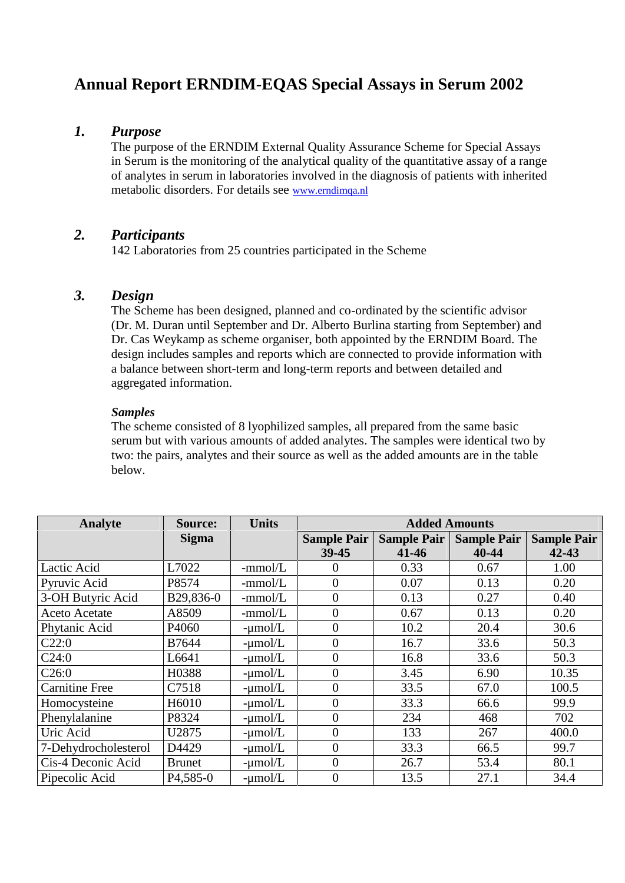# Annual Report ERNDIM-EQAS Special Assays in Serum 2002

## 1. *Purpose*

The purpose of the ERNDIM External Quality Assurance Scheme for Special Assays in Serum is the monitoring of the analytical quality of the quantitative assay of a range of analytes in serum in laboratories involved in the diagnosis of patients with inherited metabolic disorders. For details see www.erndimqa.nl

## 2. *Participants*

142 Laboratories from 25 countries participated in the Scheme

## 3. *Design*

The Scheme has been designed, planned and co-ordinated by the scientific advisor (Dr. M. Duran until September and Dr. Alberto Burlina starting from September) and Dr. Cas Weykamp as scheme organiser, both appointed by the ERNDIM Board. The design includes samples and reports which are connected to provide information with a balance between short-term and long-term reports and between detailed and aggregated information.

### *Samples*

The scheme consisted of 8 lyophilized samples, all prepared from the same basic serum but with various amounts of added analytes. The samples were identical two by two: the pairs, analytes and their source as well as the added amounts are in the table below.

| Analyte | Source: Sigma | Units | Added Amounts | | | |
|---|---|---|---|---|---|---|
| | | | Sample Pair 39-45 | Sample Pair 41-46 | Sample Pair 40-44 | Sample Pair 42-43 |
| Lactic Acid | L7022 | -mmol/L | 0 | 0.33 | 0.67 | 1.00 |
| Pyruvic Acid | P8574 | -mmol/L | 0 | 0.07 | 0.13 | 0.20 |
| 3-OH Butyric Acid | B29,836-0 | -mmol/L | 0 | 0.13 | 0.27 | 0.40 |
| Aceto Acetate | A8509 | -mmol/L | 0 | 0.67 | 0.13 | 0.20 |
| Phytanic Acid | P4060 | -µmol/L | 0 | 10.2 | 20.4 | 30.6 |
| C22:0 | B7644 | -µmol/L | 0 | 16.7 | 33.6 | 50.3 |
| C24:0 | L6641 | -µmol/L | 0 | 16.8 | 33.6 | 50.3 |
| C26:0 | H0388 | -µmol/L | 0 | 3.45 | 6.90 | 10.35 |
| Carnitine Free | C7518 | -µmol/L | 0 | 33.5 | 67.0 | 100.5 |
| Homocysteine | H6010 | -µmol/L | 0 | 33.3 | 66.6 | 99.9 |
| Phenylalanine | P8324 | -µmol/L | 0 | 234 | 468 | 702 |
| Uric Acid | U2875 | -µmol/L | 0 | 133 | 267 | 400.0 |
| 7-Dehydrocholesterol | D4429 | -µmol/L | 0 | 33.3 | 66.5 | 99.7 |
| Cis-4 Deconic Acid | Brunet | -µmol/L | 0 | 26.7 | 53.4 | 80.1 |
| Pipecolic Acid | P4,585-0 | -µmol/L | 0 | 13.5 | 27.1 | 34.4 |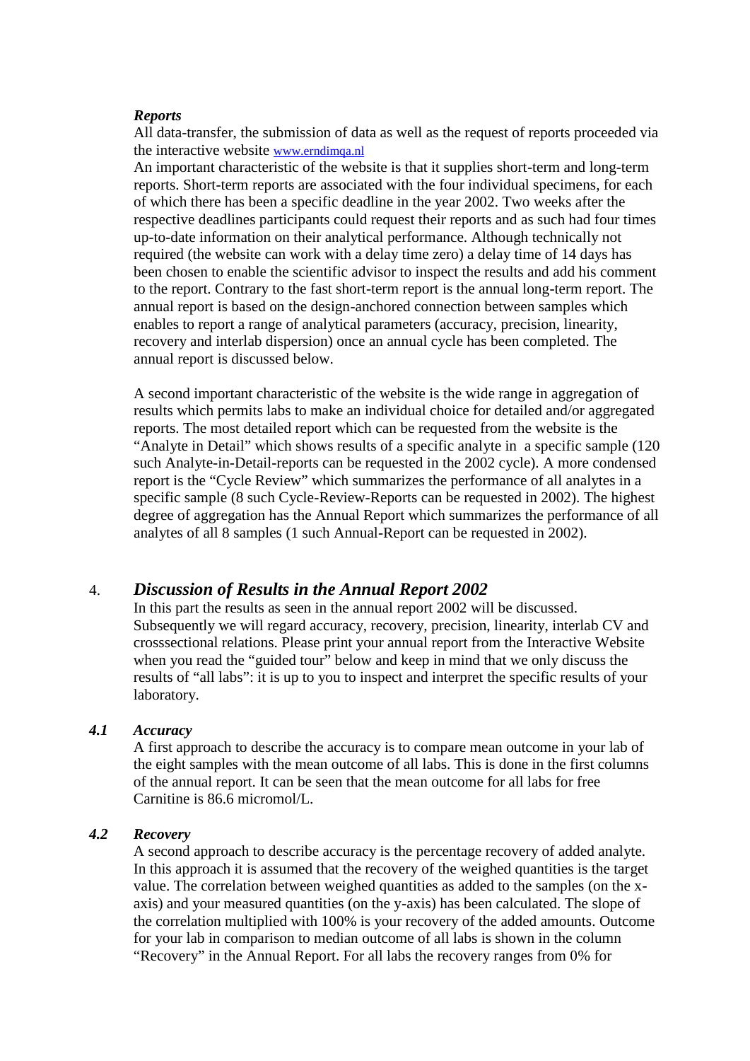***Reports***

All data-transfer, the submission of data as well as the request of reports proceeded via the interactive website www.erndimqa.nl

An important characteristic of the website is that it supplies short-term and long-term reports. Short-term reports are associated with the four individual specimens, for each of which there has been a specific deadline in the year 2002. Two weeks after the respective deadlines participants could request their reports and as such had four times up-to-date information on their analytical performance. Although technically not required (the website can work with a delay time zero) a delay time of 14 days has been chosen to enable the scientific advisor to inspect the results and add his comment to the report. Contrary to the fast short-term report is the annual long-term report. The annual report is based on the design-anchored connection between samples which enables to report a range of analytical parameters (accuracy, precision, linearity, recovery and interlab dispersion) once an annual cycle has been completed. The annual report is discussed below.

A second important characteristic of the website is the wide range in aggregation of results which permits labs to make an individual choice for detailed and/or aggregated reports. The most detailed report which can be requested from the website is the "Analyte in Detail" which shows results of a specific analyte in a specific sample (120 such Analyte-in-Detail-reports can be requested in the 2002 cycle). A more condensed report is the "Cycle Review" which summarizes the performance of all analytes in a specific sample (8 such Cycle-Review-Reports can be requested in 2002). The highest degree of aggregation has the Annual Report which summarizes the performance of all analytes of all 8 samples (1 such Annual-Report can be requested in 2002).

## 4. *Discussion of Results in the Annual Report 2002*

In this part the results as seen in the annual report 2002 will be discussed. Subsequently we will regard accuracy, recovery, precision, linearity, interlab CV and crosssectional relations. Please print your annual report from the Interactive Website when you read the "guided tour" below and keep in mind that we only discuss the results of "all labs": it is up to you to inspect and interpret the specific results of your laboratory.

### *4.1 Accuracy*

A first approach to describe the accuracy is to compare mean outcome in your lab of the eight samples with the mean outcome of all labs. This is done in the first columns of the annual report. It can be seen that the mean outcome for all labs for free Carnitine is 86.6 micromol/L.

### *4.2 Recovery*

A second approach to describe accuracy is the percentage recovery of added analyte. In this approach it is assumed that the recovery of the weighed quantities is the target value. The correlation between weighed quantities as added to the samples (on the x-axis) and your measured quantities (on the y-axis) has been calculated. The slope of the correlation multiplied with 100% is your recovery of the added amounts. Outcome for your lab in comparison to median outcome of all labs is shown in the column "Recovery" in the Annual Report. For all labs the recovery ranges from 0% for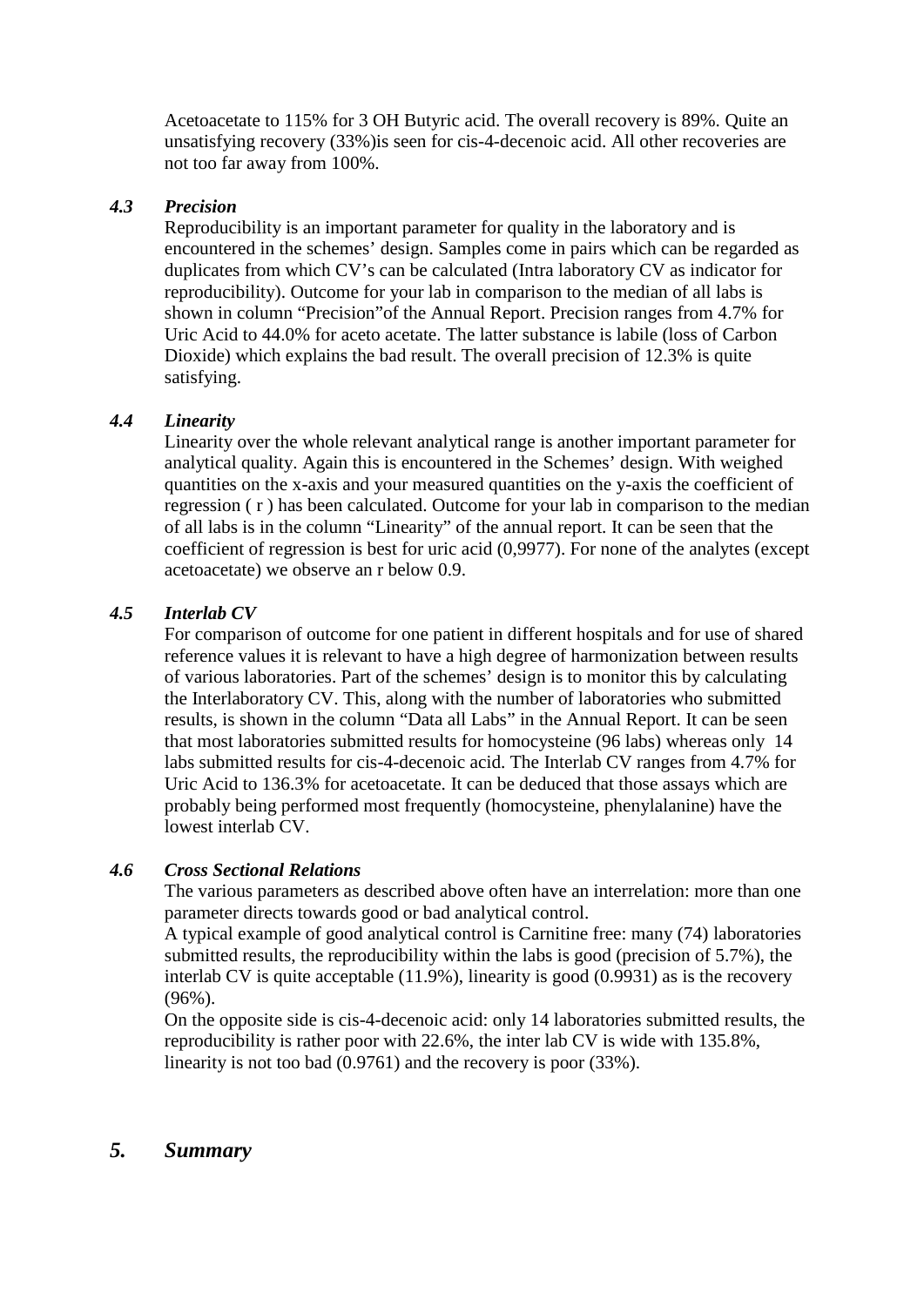Acetoacetate to 115% for 3 OH Butyric acid. The overall recovery is 89%. Quite an unsatisfying recovery (33%)is seen for cis-4-decenoic acid. All other recoveries are not too far away from 100%.

### *4.3 Precision*

Reproducibility is an important parameter for quality in the laboratory and is encountered in the schemes' design. Samples come in pairs which can be regarded as duplicates from which CV's can be calculated (Intra laboratory CV as indicator for reproducibility). Outcome for your lab in comparison to the median of all labs is shown in column "Precision"of the Annual Report. Precision ranges from 4.7% for Uric Acid to 44.0% for aceto acetate. The latter substance is labile (loss of Carbon Dioxide) which explains the bad result. The overall precision of 12.3% is quite satisfying.

### *4.4 Linearity*

Linearity over the whole relevant analytical range is another important parameter for analytical quality. Again this is encountered in the Schemes' design. With weighed quantities on the x-axis and your measured quantities on the y-axis the coefficient of regression ( r ) has been calculated. Outcome for your lab in comparison to the median of all labs is in the column "Linearity" of the annual report. It can be seen that the coefficient of regression is best for uric acid (0,9977). For none of the analytes (except acetoacetate) we observe an r below 0.9.

### *4.5 Interlab CV*

For comparison of outcome for one patient in different hospitals and for use of shared reference values it is relevant to have a high degree of harmonization between results of various laboratories. Part of the schemes' design is to monitor this by calculating the Interlaboratory CV. This, along with the number of laboratories who submitted results, is shown in the column "Data all Labs" in the Annual Report. It can be seen that most laboratories submitted results for homocysteine (96 labs) whereas only 14 labs submitted results for cis-4-decenoic acid. The Interlab CV ranges from 4.7% for Uric Acid to 136.3% for acetoacetate. It can be deduced that those assays which are probably being performed most frequently (homocysteine, phenylalanine) have the lowest interlab CV.

### *4.6 Cross Sectional Relations*

The various parameters as described above often have an interrelation: more than one parameter directs towards good or bad analytical control.

A typical example of good analytical control is Carnitine free: many (74) laboratories submitted results, the reproducibility within the labs is good (precision of 5.7%), the interlab CV is quite acceptable (11.9%), linearity is good (0.9931) as is the recovery (96%).

On the opposite side is cis-4-decenoic acid: only 14 laboratories submitted results, the reproducibility is rather poor with 22.6%, the inter lab CV is wide with 135.8%, linearity is not too bad (0.9761) and the recovery is poor (33%).

## *5. Summary*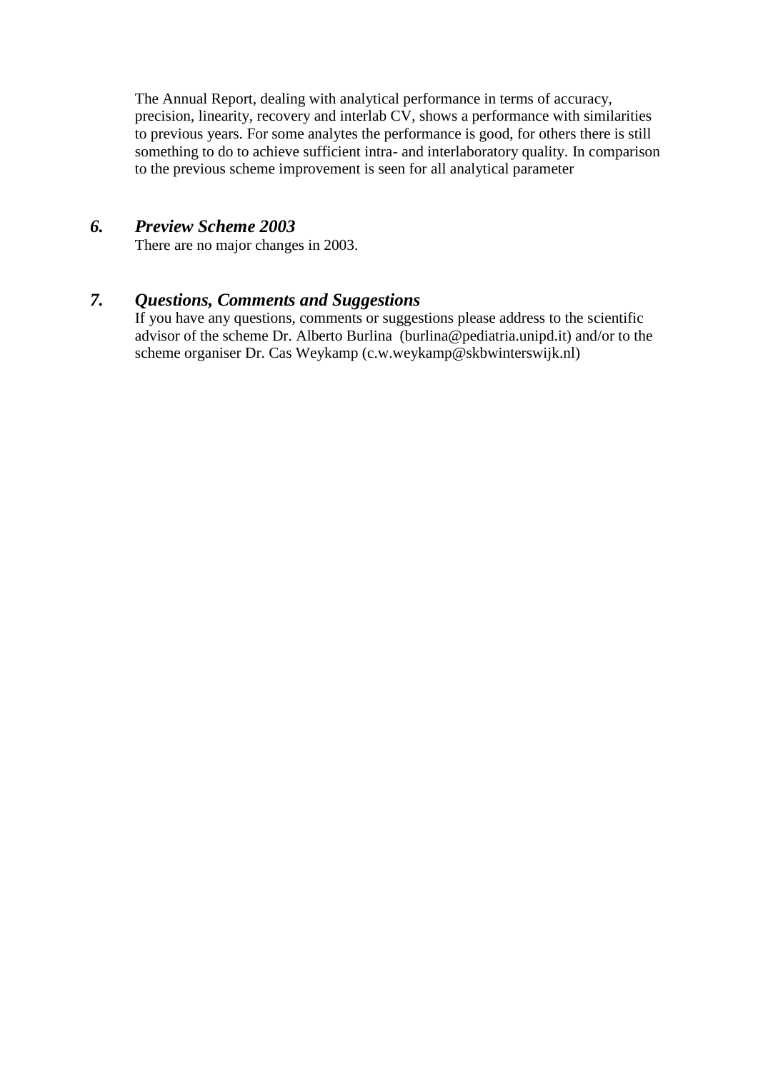The Annual Report, dealing with analytical performance in terms of accuracy, precision, linearity, recovery and interlab CV, shows a performance with similarities to previous years. For some analytes the performance is good, for others there is still something to do to achieve sufficient intra- and interlaboratory quality. In comparison to the previous scheme improvement is seen for all analytical parameter

## *6. Preview Scheme 2003*

There are no major changes in 2003.

## *7. Questions, Comments and Suggestions*

If you have any questions, comments or suggestions please address to the scientific advisor of the scheme Dr. Alberto Burlina (burlina@pediatria.unipd.it) and/or to the scheme organiser Dr. Cas Weykamp (c.w.weykamp@skbwinterswijk.nl)